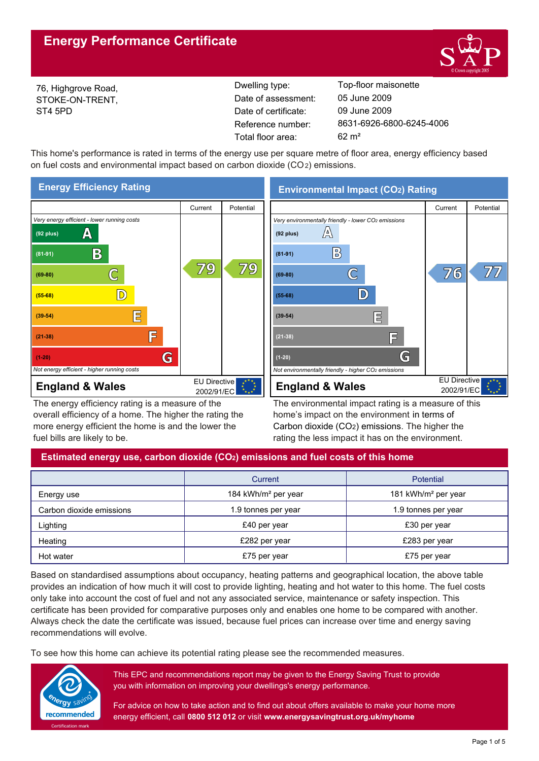# Energy Performance Certificate

76, Highgrove Road,
STOKE-ON-TRENT,
ST4 5PD

| | |
|---|---|
| Dwelling type: | Top-floor maisonette |
| Date of assessment: | 05 June 2009 |
| Date of certificate: | 09 June 2009 |
| Reference number: | 8631-6926-6800-6245-4006 |
| Total floor area: | 62 m² |

This home's performance is rated in terms of the energy use per square metre of floor area, energy efficiency based on fuel costs and environmental impact based on carbon dioxide ($CO_2$) emissions.

## Energy Efficiency Rating

Current | Potential

*Very energy efficient - lower running costs*

(92 plus) A

(81-91) B

(69-80) C

(55-68) D

(39-54) E

(21-38) F

(1-20) G

*Not energy efficient - higher running costs*

Current: 79

Potential: 79

England & Wales

EU Directive 2002/91/EC

The energy efficiency rating is a measure of the overall efficiency of a home. The higher the rating the more energy efficient the home is and the lower the fuel bills are likely to be.

## Environmental Impact ($CO_2$) Rating

Current | Potential

*Very environmentally friendly - lower $CO_2$ emissions*

(92 plus) A

(81-91) B

(69-80) C

(55-68) D

(39-54) E

(21-38) F

(1-20) G

*Not environmentally friendly - higher $CO_2$ emissions*

Current: 76

Potential: 77

England & Wales

EU Directive 2002/91/EC

The environmental impact rating is a measure of this home's impact on the environment in terms of Carbon dioxide ($CO_2$) emissions. The higher the rating the less impact it has on the environment.

## Estimated energy use, carbon dioxide ($CO_2$) emissions and fuel costs of this home

| | Current | Potential |
|---|---|---|
| Energy use | 184 kWh/m² per year | 181 kWh/m² per year |
| Carbon dioxide emissions | 1.9 tonnes per year | 1.9 tonnes per year |
| Lighting | £40 per year | £30 per year |
| Heating | £282 per year | £283 per year |
| Hot water | £75 per year | £75 per year |

Based on standardised assumptions about occupancy, heating patterns and geographical location, the above table provides an indication of how much it will cost to provide lighting, heating and hot water to this home. The fuel costs only take into account the cost of fuel and not any associated service, maintenance or safety inspection. This certificate has been provided for comparative purposes only and enables one home to be compared with another. Always check the date the certificate was issued, because fuel prices can increase over time and energy saving recommendations will evolve.

To see how this home can achieve its potential rating please see the recommended measures.

energy saving recommended

Certification mark

This EPC and recommendations report may be given to the Energy Saving Trust to provide you with information on improving your dwellings's energy performance.

For advice on how to take action and to find out about offers available to make your home more energy efficient, call **0800 512 012** or visit **www.energysavingtrust.org.uk/myhome**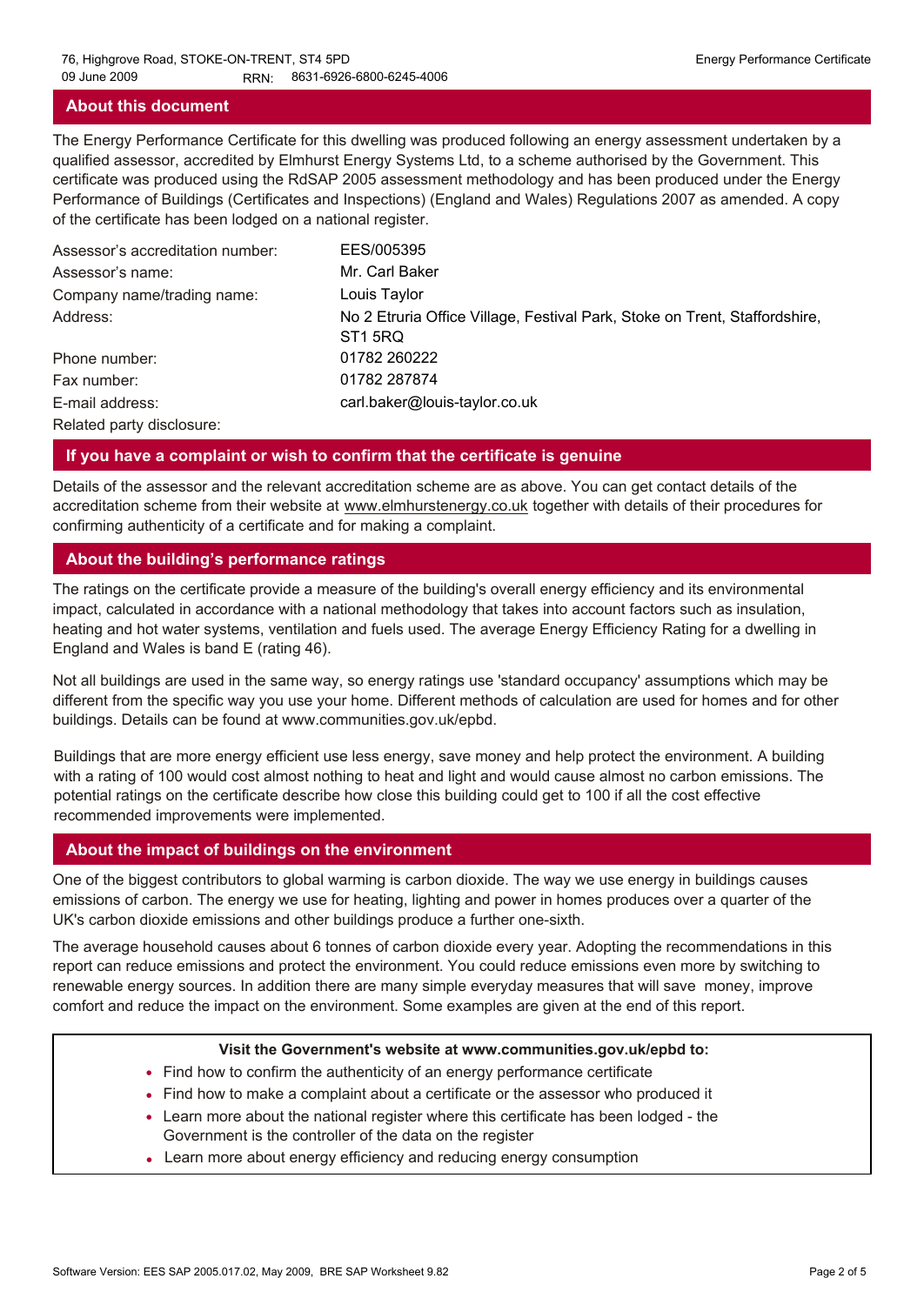## About this document

The Energy Performance Certificate for this dwelling was produced following an energy assessment undertaken by a qualified assessor, accredited by Elmhurst Energy Systems Ltd, to a scheme authorised by the Government. This certificate was produced using the RdSAP 2005 assessment methodology and has been produced under the Energy Performance of Buildings (Certificates and Inspections) (England and Wales) Regulations 2007 as amended. A copy of the certificate has been lodged on a national register.

| | |
|---|---|
| Assessor's accreditation number: | EES/005395 |
| Assessor's name: | Mr. Carl Baker |
| Company name/trading name: | Louis Taylor |
| Address: | No 2 Etruria Office Village, Festival Park, Stoke on Trent, Staffordshire, ST1 5RQ |
| Phone number: | 01782 260222 |
| Fax number: | 01782 287874 |
| E-mail address: | carl.baker@louis-taylor.co.uk |
| Related party disclosure: | |

## If you have a complaint or wish to confirm that the certificate is genuine

Details of the assessor and the relevant accreditation scheme are as above. You can get contact details of the accreditation scheme from their website at www.elmhurstenergy.co.uk together with details of their procedures for confirming authenticity of a certificate and for making a complaint.

## About the building's performance ratings

The ratings on the certificate provide a measure of the building's overall energy efficiency and its environmental impact, calculated in accordance with a national methodology that takes into account factors such as insulation, heating and hot water systems, ventilation and fuels used. The average Energy Efficiency Rating for a dwelling in England and Wales is band E (rating 46).

Not all buildings are used in the same way, so energy ratings use 'standard occupancy' assumptions which may be different from the specific way you use your home. Different methods of calculation are used for homes and for other buildings. Details can be found at www.communities.gov.uk/epbd.

Buildings that are more energy efficient use less energy, save money and help protect the environment. A building with a rating of 100 would cost almost nothing to heat and light and would cause almost no carbon emissions. The potential ratings on the certificate describe how close this building could get to 100 if all the cost effective recommended improvements were implemented.

## About the impact of buildings on the environment

One of the biggest contributors to global warming is carbon dioxide. The way we use energy in buildings causes emissions of carbon. The energy we use for heating, lighting and power in homes produces over a quarter of the UK's carbon dioxide emissions and other buildings produce a further one-sixth.

The average household causes about 6 tonnes of carbon dioxide every year. Adopting the recommendations in this report can reduce emissions and protect the environment. You could reduce emissions even more by switching to renewable energy sources. In addition there are many simple everyday measures that will save money, improve comfort and reduce the impact on the environment. Some examples are given at the end of this report.

**Visit the Government's website at www.communities.gov.uk/epbd to:**

- Find how to confirm the authenticity of an energy performance certificate
- Find how to make a complaint about a certificate or the assessor who produced it
- Learn more about the national register where this certificate has been lodged - the Government is the controller of the data on the register
- Learn more about energy efficiency and reducing energy consumption

Software Version: EES SAP 2005.017.02, May 2009, BRE SAP Worksheet 9.82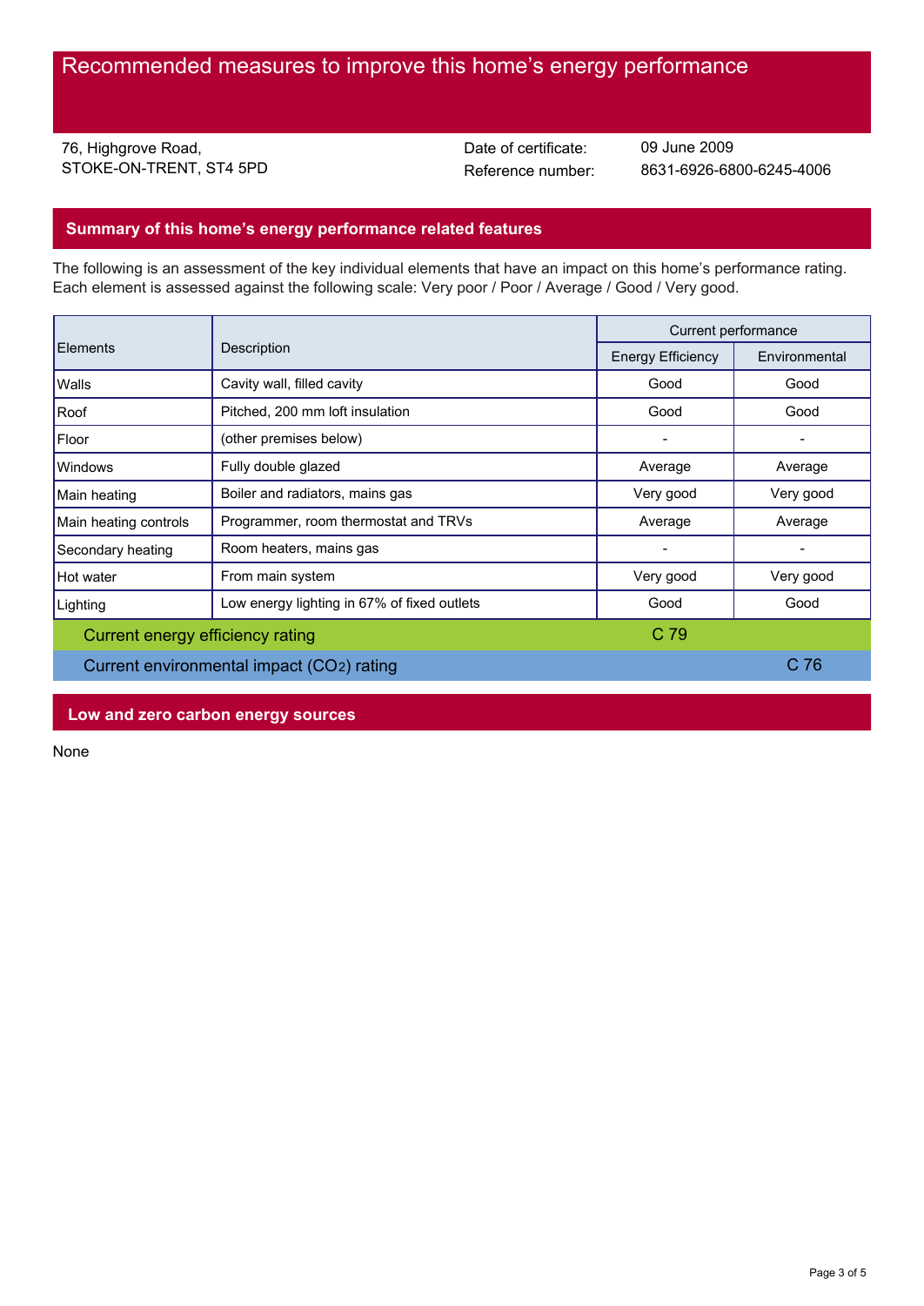# Recommended measures to improve this home's energy performance

76, Highgrove Road,
STOKE-ON-TRENT, ST4 5PD

Date of certificate: 09 June 2009
Reference number: 8631-6926-6800-6245-4006

## Summary of this home's energy performance related features

The following is an assessment of the key individual elements that have an impact on this home's performance rating. Each element is assessed against the following scale: Very poor / Poor / Average / Good / Very good.

| Elements | Description | Current performance | |
|---|---|---|---|
| | | Energy Efficiency | Environmental |
| Walls | Cavity wall, filled cavity | Good | Good |
| Roof | Pitched, 200 mm loft insulation | Good | Good |
| Floor | (other premises below) | - | - |
| Windows | Fully double glazed | Average | Average |
| Main heating | Boiler and radiators, mains gas | Very good | Very good |
| Main heating controls | Programmer, room thermostat and TRVs | Average | Average |
| Secondary heating | Room heaters, mains gas | - | - |
| Hot water | From main system | Very good | Very good |
| Lighting | Low energy lighting in 67% of fixed outlets | Good | Good |
| Current energy efficiency rating | | C 79 | |
| Current environmental impact ($CO_2$) rating | | | C 76 |

## Low and zero carbon energy sources

None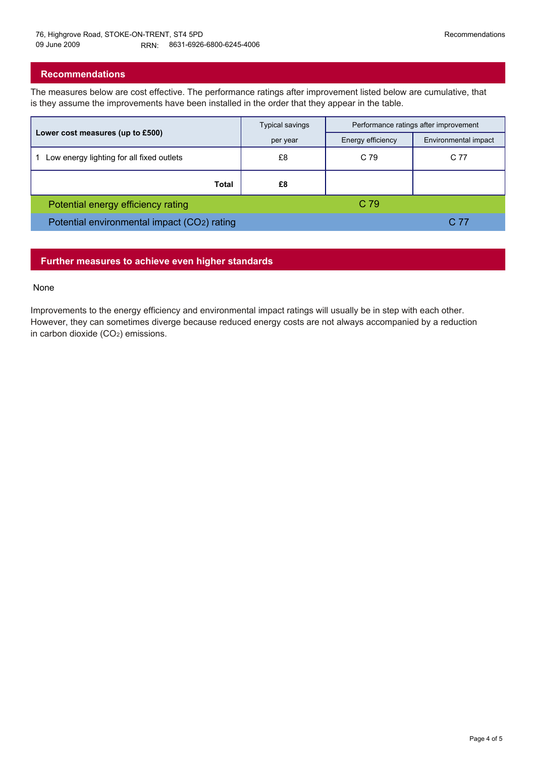## Recommendations

The measures below are cost effective. The performance ratings after improvement listed below are cumulative, that is they assume the improvements have been installed in the order that they appear in the table.

| Lower cost measures (up to £500) | Typical savings per year | Performance ratings after improvement | |
|---|---|---|---|
| | | Energy efficiency | Environmental impact |
| 1 Low energy lighting for all fixed outlets | £8 | C 79 | C 77 |
| **Total** | **£8** | | |
| Potential energy efficiency rating | | C 79 | |
| Potential environmental impact ($CO_2$) rating | | | C 77 |

## Further measures to achieve even higher standards

None

Improvements to the energy efficiency and environmental impact ratings will usually be in step with each other. However, they can sometimes diverge because reduced energy costs are not always accompanied by a reduction in carbon dioxide ($CO_2$) emissions.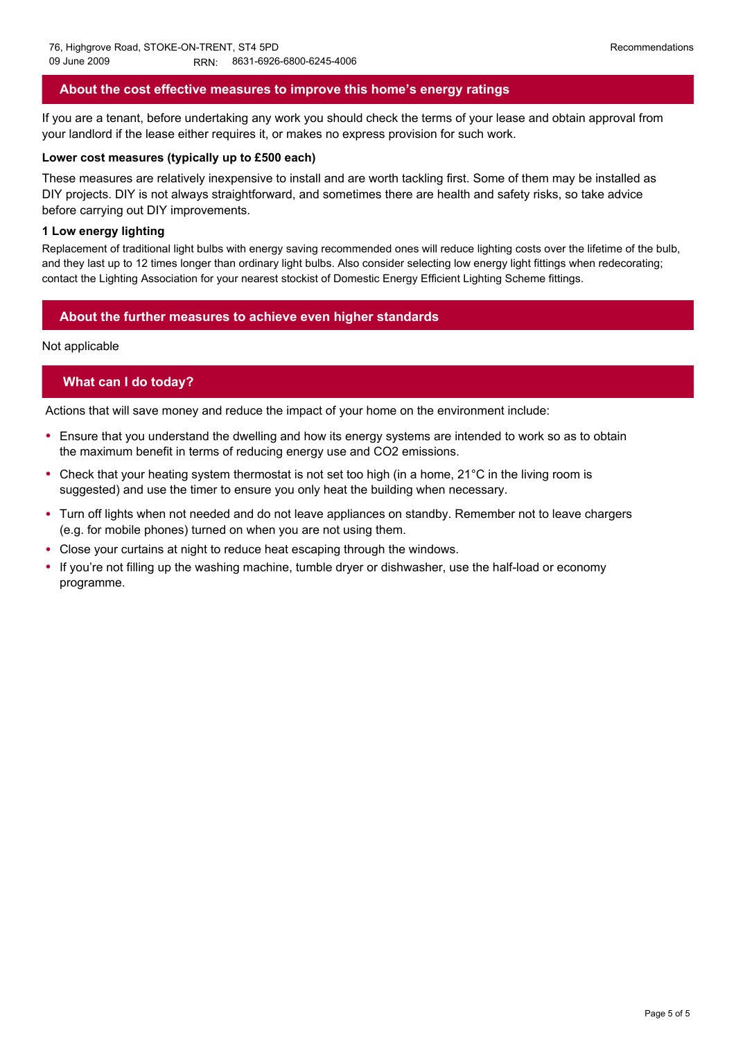## About the cost effective measures to improve this home's energy ratings

If you are a tenant, before undertaking any work you should check the terms of your lease and obtain approval from your landlord if the lease either requires it, or makes no express provision for such work.

**Lower cost measures (typically up to £500 each)**

These measures are relatively inexpensive to install and are worth tackling first. Some of them may be installed as DIY projects. DIY is not always straightforward, and sometimes there are health and safety risks, so take advice before carrying out DIY improvements.

**1 Low energy lighting**

Replacement of traditional light bulbs with energy saving recommended ones will reduce lighting costs over the lifetime of the bulb, and they last up to 12 times longer than ordinary light bulbs. Also consider selecting low energy light fittings when redecorating; contact the Lighting Association for your nearest stockist of Domestic Energy Efficient Lighting Scheme fittings.

## About the further measures to achieve even higher standards

Not applicable

## What can I do today?

Actions that will save money and reduce the impact of your home on the environment include:

- Ensure that you understand the dwelling and how its energy systems are intended to work so as to obtain the maximum benefit in terms of reducing energy use and $CO_2$ emissions.
- Check that your heating system thermostat is not set too high (in a home, 21°C in the living room is suggested) and use the timer to ensure you only heat the building when necessary.
- Turn off lights when not needed and do not leave appliances on standby. Remember not to leave chargers (e.g. for mobile phones) turned on when you are not using them.
- Close your curtains at night to reduce heat escaping through the windows.
- If you're not filling up the washing machine, tumble dryer or dishwasher, use the half-load or economy programme.